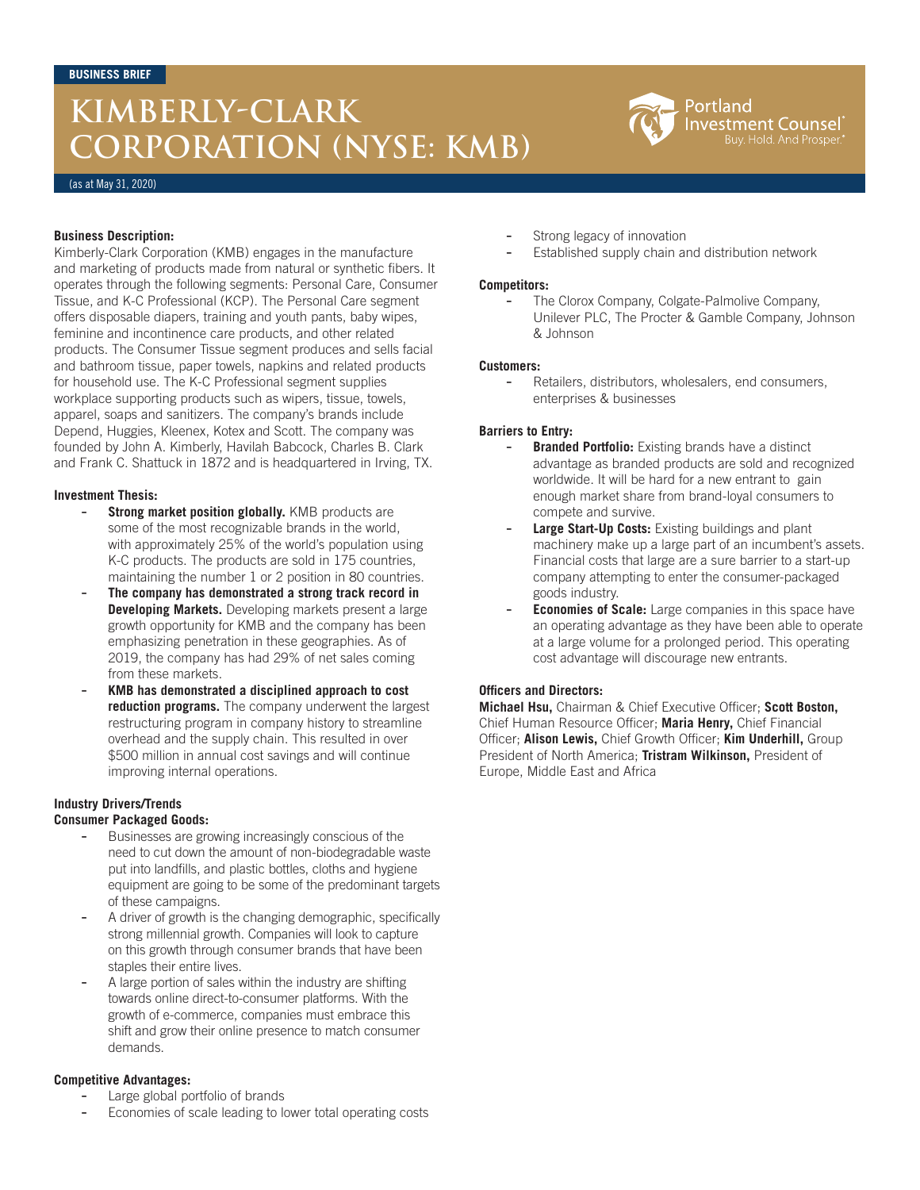BUSINESS BRIEF

# KIMBERLY-CLARK CORPORATION (NYSE: KMB)

Portland Investment Counsel
Buy. Hold. And Prosper.

(as at May 31, 2020)

**Business Description:**
Kimberly-Clark Corporation (KMB) engages in the manufacture and marketing of products made from natural or synthetic fibers. It operates through the following segments: Personal Care, Consumer Tissue, and K-C Professional (KCP). The Personal Care segment offers disposable diapers, training and youth pants, baby wipes, feminine and incontinence care products, and other related products. The Consumer Tissue segment produces and sells facial and bathroom tissue, paper towels, napkins and related products for household use. The K-C Professional segment supplies workplace supporting products such as wipers, tissue, towels, apparel, soaps and sanitizers. The company's brands include Depend, Huggies, Kleenex, Kotex and Scott. The company was founded by John A. Kimberly, Havilah Babcock, Charles B. Clark and Frank C. Shattuck in 1872 and is headquartered in Irving, TX.

**Investment Thesis:**

- **Strong market position globally.** KMB products are some of the most recognizable brands in the world, with approximately 25% of the world's population using K-C products. The products are sold in 175 countries, maintaining the number 1 or 2 position in 80 countries.
- **The company has demonstrated a strong track record in Developing Markets.** Developing markets present a large growth opportunity for KMB and the company has been emphasizing penetration in these geographies. As of 2019, the company has had 29% of net sales coming from these markets.
- **KMB has demonstrated a disciplined approach to cost reduction programs.** The company underwent the largest restructuring program in company history to streamline overhead and the supply chain. This resulted in over $500 million in annual cost savings and will continue improving internal operations.

**Industry Drivers/Trends**
**Consumer Packaged Goods:**

- Businesses are growing increasingly conscious of the need to cut down the amount of non-biodegradable waste put into landfills, and plastic bottles, cloths and hygiene equipment are going to be some of the predominant targets of these campaigns.
- A driver of growth is the changing demographic, specifically strong millennial growth. Companies will look to capture on this growth through consumer brands that have been staples their entire lives.
- A large portion of sales within the industry are shifting towards online direct-to-consumer platforms. With the growth of e-commerce, companies must embrace this shift and grow their online presence to match consumer demands.

**Competitive Advantages:**

- Large global portfolio of brands
- Economies of scale leading to lower total operating costs
- Strong legacy of innovation
- Established supply chain and distribution network

**Competitors:**

- The Clorox Company, Colgate-Palmolive Company, Unilever PLC, The Procter & Gamble Company, Johnson & Johnson

**Customers:**

- Retailers, distributors, wholesalers, end consumers, enterprises & businesses

**Barriers to Entry:**

- **Branded Portfolio:** Existing brands have a distinct advantage as branded products are sold and recognized worldwide. It will be hard for a new entrant to gain enough market share from brand-loyal consumers to compete and survive.
- **Large Start-Up Costs:** Existing buildings and plant machinery make up a large part of an incumbent's assets. Financial costs that large are a sure barrier to a start-up company attempting to enter the consumer-packaged goods industry.
- **Economies of Scale:** Large companies in this space have an operating advantage as they have been able to operate at a large volume for a prolonged period. This operating cost advantage will discourage new entrants.

**Officers and Directors:**
**Michael Hsu,** Chairman & Chief Executive Officer; **Scott Boston,** Chief Human Resource Officer; **Maria Henry,** Chief Financial Officer; **Alison Lewis,** Chief Growth Officer; **Kim Underhill,** Group President of North America; **Tristram Wilkinson,** President of Europe, Middle East and Africa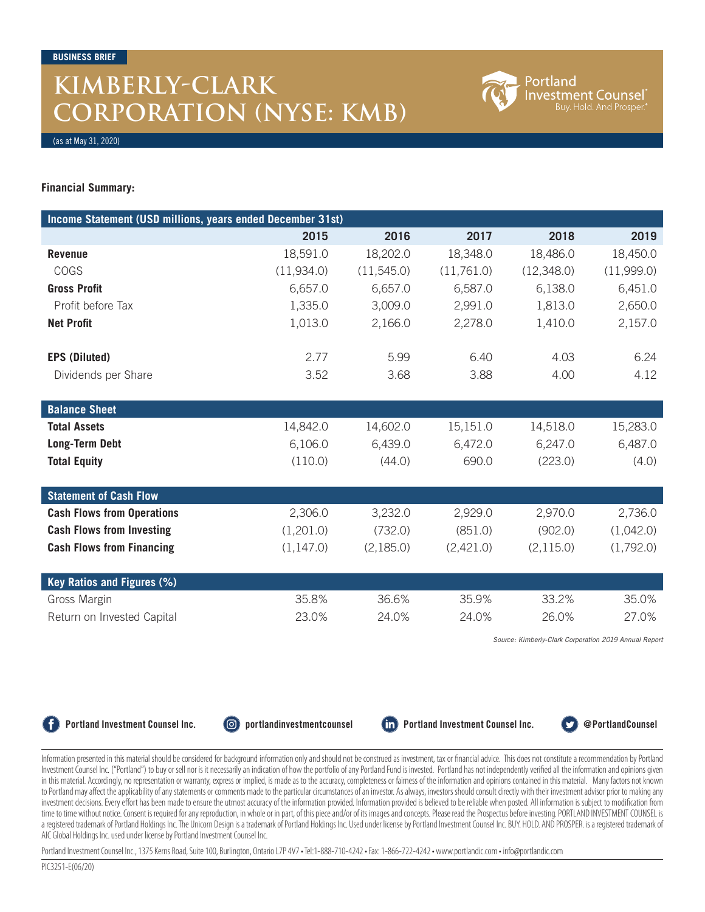BUSINESS BRIEF

# KIMBERLY-CLARK CORPORATION (NYSE: KMB)

(as at May 31, 2020)

**Financial Summary:**

| Income Statement (USD millions, years ended December 31st) | 2015 | 2016 | 2017 | 2018 | 2019 |
|---|---|---|---|---|---|
| **Revenue** | 18,591.0 | 18,202.0 | 18,348.0 | 18,486.0 | 18,450.0 |
| COGS | (11,934.0) | (11,545.0) | (11,761.0) | (12,348.0) | (11,999.0) |
| **Gross Profit** | 6,657.0 | 6,657.0 | 6,587.0 | 6,138.0 | 6,451.0 |
| Profit before Tax | 1,335.0 | 3,009.0 | 2,991.0 | 1,813.0 | 2,650.0 |
| **Net Profit** | 1,013.0 | 2,166.0 | 2,278.0 | 1,410.0 | 2,157.0 |
| **EPS (Diluted)** | 2.77 | 5.99 | 6.40 | 4.03 | 6.24 |
| Dividends per Share | 3.52 | 3.68 | 3.88 | 4.00 | 4.12 |
| **Balance Sheet** | | | | | |
| **Total Assets** | 14,842.0 | 14,602.0 | 15,151.0 | 14,518.0 | 15,283.0 |
| **Long-Term Debt** | 6,106.0 | 6,439.0 | 6,472.0 | 6,247.0 | 6,487.0 |
| **Total Equity** | (110.0) | (44.0) | 690.0 | (223.0) | (4.0) |
| **Statement of Cash Flow** | | | | | |
| **Cash Flows from Operations** | 2,306.0 | 3,232.0 | 2,929.0 | 2,970.0 | 2,736.0 |
| **Cash Flows from Investing** | (1,201.0) | (732.0) | (851.0) | (902.0) | (1,042.0) |
| **Cash Flows from Financing** | (1,147.0) | (2,185.0) | (2,421.0) | (2,115.0) | (1,792.0) |
| **Key Ratios and Figures (%)** | | | | | |
| Gross Margin | 35.8% | 36.6% | 35.9% | 33.2% | 35.0% |
| Return on Invested Capital | 23.0% | 24.0% | 24.0% | 26.0% | 27.0% |

*Source: Kimberly-Clark Corporation 2019 Annual Report*

**Portland Investment Counsel Inc.** **portlandinvestmentcounsel** **Portland Investment Counsel Inc.** **@PortlandCounsel**

Information presented in this material should be considered for background information only and should not be construed as investment, tax or financial advice. This does not constitute a recommendation by Portland Investment Counsel Inc. ("Portland") to buy or sell nor is it necessarily an indication of how the portfolio of any Portland Fund is invested. Portland has not independently verified all the information and opinions given in this material. Accordingly, no representation or warranty, express or implied, is made as to the accuracy, completeness or fairness of the information and opinions contained in this material. Many factors not known to Portland may affect the applicability of any statements or comments made to the particular circumstances of an investor. As always, investors should consult directly with their investment advisor prior to making any investment decisions. Every effort has been made to ensure the utmost accuracy of the information provided. Information provided is believed to be reliable when posted. All information is subject to modification from time to time without notice. Consent is required for any reproduction, in whole or in part, of this piece and/or of its images and concepts. Please read the Prospectus before investing. PORTLAND INVESTMENT COUNSEL is a registered trademark of Portland Holdings Inc. The Unicorn Design is a trademark of Portland Holdings Inc. Used under license by Portland Investment Counsel Inc. BUY. HOLD. AND PROSPER. is a registered trademark of AIC Global Holdings Inc. used under license by Portland Investment Counsel Inc.

Portland Investment Counsel Inc., 1375 Kerns Road, Suite 100, Burlington, Ontario L7P 4V7 • Tel:1-888-710-4242 • Fax: 1-866-722-4242 • www.portlandic.com • info@portlandic.com

PIC3251-E(06/20)